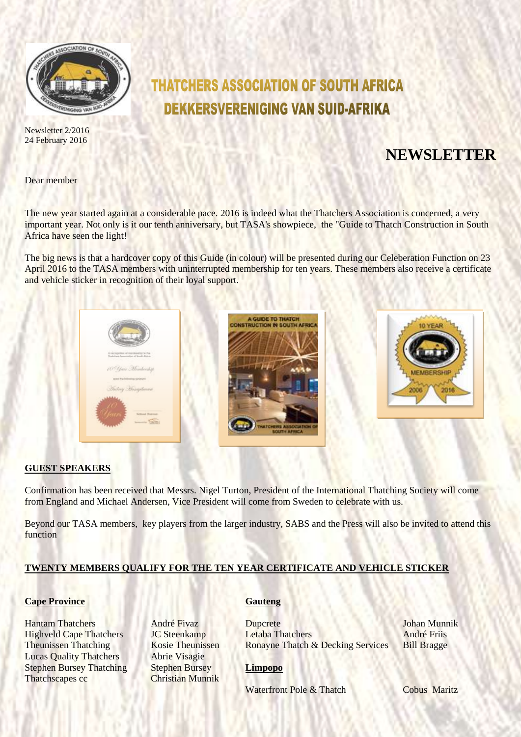# THATCHERS ASSOCIATION OF SOUTH AFRICA
# DEKKERSVERENIGING VAN SUID-AFRIKA

Newsletter 2/2016
24 February 2016

## NEWSLETTER

Dear member

The new year started again at a considerable pace. 2016 is indeed what the Thatchers Association is concerned, a very important year. Not only is it our tenth anniversary, but TASA's showpiece, the "Guide to Thatch Construction in South Africa have seen the light!

The big news is that a hardcover copy of this Guide (in colour) will be presented during our Celeberation Function on 23 April 2016 to the TASA members with uninterrupted membership for ten years. These members also receive a certificate and vehicle sticker in recognition of their loyal support.

### GUEST SPEAKERS

Confirmation has been received that Messrs. Nigel Turton, President of the International Thatching Society will come from England and Michael Andersen, Vice President will come from Sweden to celebrate with us.

Beyond our TASA members, key players from the larger industry, SABS and the Press will also be invited to attend this function

### TWENTY MEMBERS QUALIFY FOR THE TEN YEAR CERTIFICATE AND VEHICLE STICKER

**Cape Province**

| | |
|---|---|
| Hantam Thatchers | André Fivaz |
| Highveld Cape Thatchers | JC Steenkamp |
| Theunissen Thatching | Kosie Theunissen |
| Lucas Quality Thatchers | Abrie Visagie |
| Stephen Bursey Thatching | Stephen Bursey |
| Thatchscapes cc | Christian Munnik |

**Gauteng**

| | |
|---|---|
| Dupcrete | Johan Munnik |
| Letaba Thatchers | André Friis |
| Ronayne Thatch & Decking Services | Bill Bragge |

**Limpopo**

| | |
|---|---|
| Waterfront Pole & Thatch | Cobus Maritz |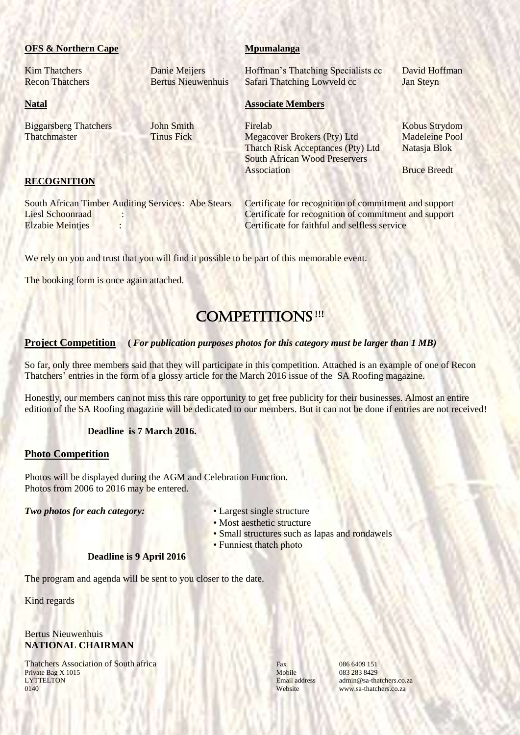**OFS & Northern Cape**

| | |
|---|---|
| Kim Thatchers | Danie Meijers |
| Recon Thatchers | Bertus Nieuwenhuis |

**Natal**

| | |
|---|---|
| Biggarsberg Thatchers | John Smith |
| Thatchmaster | Tinus Fick |

**Mpumalanga**

| | |
|---|---|
| Hoffman's Thatching Specialists cc | David Hoffman |
| Safari Thatching Lowveld cc | Jan Steyn |

**Associate Members**

| | |
|---|---|
| Firelab | Kobus Strydom |
| Megacover Brokers (Pty) Ltd | Madeleine Pool |
| Thatch Risk Acceptances (Pty) Ltd | Natasja Blok |
| South African Wood Preservers Association | Bruce Breedt |

**RECOGNITION**

| | |
|---|---|
| South African Timber Auditing Services: Abe Stears | Certificate for recognition of commitment and support |
| Liesl Schoonraad : | Certificate for recognition of commitment and support |
| Elzabie Meintjes : | Certificate for faithful and selfless service |

We rely on you and trust that you will find it possible to be part of this memorable event.

The booking form is once again attached.

# COMPETITIONS !!!

**Project Competition** (*For publication purposes photos for this category must be larger than 1 MB)*

So far, only three members said that they will participate in this competition. Attached is an example of one of Recon Thatchers' entries in the form of a glossy article for the March 2016 issue of the SA Roofing magazine.

Honestly, our members can not miss this rare opportunity to get free publicity for their businesses. Almost an entire edition of the SA Roofing magazine will be dedicated to our members. But it can not be done if entries are not received!

**Deadline is 7 March 2016.**

**Photo Competition**

Photos will be displayed during the AGM and Celebration Function.
Photos from 2006 to 2016 may be entered.

***Two photos for each category:***

- Largest single structure
- Most aesthetic structure
- Small structures such as lapas and rondawels
- Funniest thatch photo

**Deadline is 9 April 2016**

The program and agenda will be sent to you closer to the date.

Kind regards

Bertus Nieuwenhuis
**NATIONAL CHAIRMAN**

Thatchers Association of South africa
Private Bag X 1015
LYTTELTON
0140

Fax 086 6409 151
Mobile 083 283 8429
Email address admin@sa-thatchers.co.za
Website www.sa-thatchers.co.za